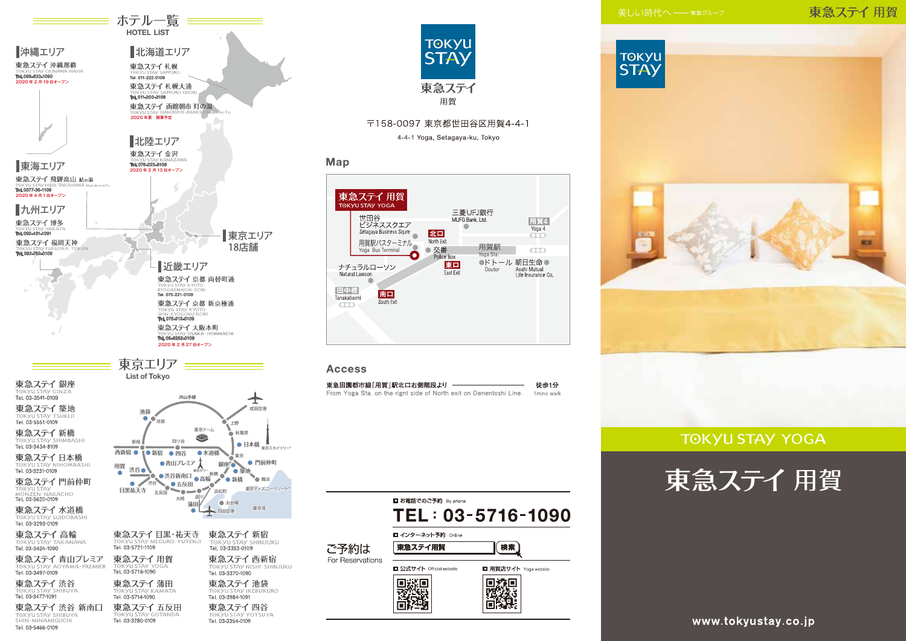# ホテル一覧
HOTEL LIST

## 沖縄エリア

東急ステイ 沖縄那覇
TOKYU STAY OKINAWA-NAHA
Tel. 098-833-1090
2020年2月19日オープン

## 北海道エリア

東急ステイ 札幌
TOKYU STAY SAPPORO
Tel. 011-222-0109

東急ステイ 札幌大通
TOKYU STAY SAPPORO-ODORI
Tel. 011-200-3109

東急ステイ 函館朝市 灯の湯
TOKYU STAY HAKODATE-ASAICHI Akari-no-Yu
2020年夏 開業予定

## 北陸エリア

東急ステイ 金沢
TOKYU STAY KANAZAWA
Tel. 076-223-8109
2020年2月13日オープン

## 東海エリア

東急ステイ 飛騨高山 結の湯
TOKYU STAY HIDA-TAKAYAMA Musubi-no-Yu
Tel. 0577-36-1109
2020年4月1日オープン

## 九州エリア

東急ステイ 博多
TOKYU STAY HAKATA
Tel. 092-431-1091

東急ステイ 福岡天神
TOKYU STAY FUKUOKA-TENJIN
Tel. 092-752-0109

## 東京エリア
18店舗

## 近畿エリア

東急ステイ 京都 両替町通
TOKYU STAY KYOTO RYOGAEMACHI-DORI
Tel. 075-221-0109

東急ステイ 京都 新京極通
TOKYU STAY KYOTO SHIN-KYOGOKU-DORI
Tel. 075-212-0109

東急ステイ 大阪本町
TOKYU STAY OSAKA-HOMMACHI
Tel. 06-6282-0109
2020年2月27日オープン

# 東京エリア
List of Tokyo

東急ステイ 銀座
TOKYU STAY GINZA
Tel. 03-3541-0109

東急ステイ 築地
TOKYU STAY TSUKIJI
Tel. 03-5551-0109

東急ステイ 新橋
TOKYU STAY SHIMBASHI
Tel. 03-3434-8109

東急ステイ 日本橋
TOKYU STAY NIHOMBASHI
Tel. 03-3231-0109

東急ステイ 門前仲町
TOKYU STAY MONZEN-NAKACHO
Tel. 03-5620-0109

東急ステイ 水道橋
TOKYU STAY SUIDOBASHI
Tel. 03-3293-0109

東急ステイ 高輪
TOKYU STAY TAKANAWA
Tel. 03-5424-1090

東急ステイ 青山プレミア
TOKYU STAY AOYAMA-PREMIER
Tel. 03-3497-0109

東急ステイ 渋谷
TOKYU STAY SHIBUYA
Tel. 03-3477-1091

東急ステイ 渋谷 新南口
TOKYU STAY SHIBUYA SHIN-MINAMIGUCHI
Tel. 03-5466-0109

東急ステイ 目黒・祐天寺
TOKYU STAY MEGURO-YUTENJI
Tel. 03-5721-1109

東急ステイ 用賀
TOKYU STAY YOGA
Tel. 03-5716-1090

東急ステイ 蒲田
TOKYU STAY KAMATA
Tel. 03-5714-0109

東急ステイ 五反田
TOKYU STAY GOTANDA
Tel. 03-3280-0109

東急ステイ 新宿
TOKYU STAY SHINJUKU
Tel. 03-3353-0109

東急ステイ 西新宿
TOKYU STAY NISHI-SHINJUKU
Tel. 03-3370-1090

東急ステイ 池袋
TOKYU STAY IKEBUKURO
Tel. 03-3984-1091

東急ステイ 四谷
TOKYU STAY YOTSUYA
Tel. 03-3354-0109

---

TOKYU STAY
東急ステイ
用賀

〒158-0097 東京都世田谷区用賀4-4-1
4-4-1 Yoga, Setagaya-ku, Tokyo

## Map

東急ステイ 用賀 TOKYU STAY YOGA

## Access

東急田園都市線「用賀」駅北口右側階段より —— 徒歩1分
From Yoga Sta. on the rignt side of North exit on Denentoshi Line. —— 1mins walk

## ご予約は
For Reservations

お電話でのご予約 By phone
**TEL：03-5716-1090**

インターネット予約 Online
東急ステイ用賀 検索

公式サイト Official website
用賀店サイト Yoga website

---

美しい時代へ —— 東急グループ
東急ステイ 用賀

TOKYU STAY

TOKYU STAY YOGA

# 東急ステイ 用賀

www.tokyustay.co.jp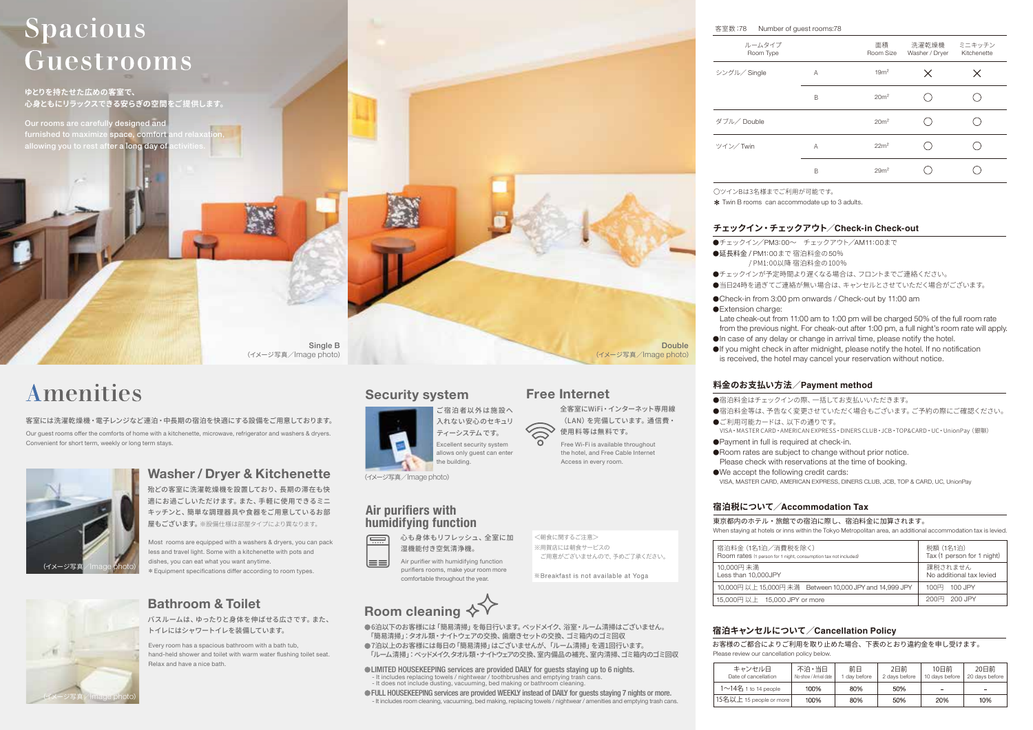# Spacious Guestrooms

ゆとりを持たせた広めの客室で、
心身ともにリラックスできる安らぎの空間をご提供します。

Our rooms are carefully designed and furnished to maximize space, comfort and relaxation, allowing you to rest after a long day of activities.

Single B
（イメージ写真／Image photo）

Double
（イメージ写真／Image photo）

客室数：78　Number of guest rooms:78

| ルームタイプ Room Type | | 面積 Room Size | 洗濯乾燥機 Washer / Dryer | ミニキッチン Kitchenette |
|---|---|---|---|---|
| シングル／Single | A | 19m² | × | × |
| | B | 20m² | ○ | ○ |
| ダブル／Double | | 20m² | ○ | ○ |
| ツイン／Twin | A | 22m² | ○ | ○ |
| | B | 29m² | ○ | ○ |

〇ツインBは3名様までご利用が可能です。
* Twin B rooms can accommodate up to 3 adults.

## チェックイン・チェックアウト／Check-in Check-out

●チェックイン／PM3:00〜　チェックアウト／AM11:00まで
●延長料金 / PM1:00まで 宿泊料金の50%
　　　　　/ PM1:00以降 宿泊料金の100%
●チェックインが予定時間より遅くなる場合は、フロントまでご連絡ください。
●当日24時を過ぎてご連絡が無い場合は、キャンセルとさせていただく場合がございます。

●Check-in from 3:00 pm onwards / Check-out by 11:00 am
●Extension charge:
Late cheak-out from 11:00 am to 1:00 pm will be charged 50% of the full room rate from the previous night. For cheak-out after 1:00 pm, a full night's room rate will apply.
●In case of any delay or change in arrival time, please notify the hotel.
●If you might check in after midnight, please notify the hotel. If no notification is received, the hotel may cancel your reservation without notice.

## 料金のお支払い方法／Payment method

●宿泊料金はチェックインの際、一括してお支払いいただきます。
●宿泊料金等は、予告なく変更させていただく場合もございます。ご予約の際にご確認ください。
●ご利用可能カードは、以下の通りです。
VISA・MASTER CARD・AMERICAN EXPRESS・DINERS CLUB・JCB・TOP&CARD・UC・UnionPay（銀聯）

●Payment in full is required at check-in.
●Room rates are subject to change without prior notice.
Please check with reservations at the time of booking.
●We accept the following credit cards:
VISA, MASTER CARD, AMERICAN EXPRESS, DINERS CLUB, JCB, TOP & CARD, UC, UnionPay

## 宿泊税について／Accommodation Tax

東京都内のホテル・旅館での宿泊に際し、宿泊料金に加算されます。
When staying at hotels or inns within the Tokyo Metropolitan area, an additional accommodation tax is levied.

| 宿泊料金（1名1泊／消費税を除く） Room rates (1 person for 1 night, consumption tax not included) | 税額（1名1泊） Tax (1 person for 1 night) |
|---|---|
| 10,000円 未満 Less than 10,000JPY | 課税されません No additional tax levied |
| 10,000円 以上 15,000円 未満　Between 10,000 JPY and 14,999 JPY | 100円　100 JPY |
| 15,000円 以上　15,000 JPY or more | 200円　200 JPY |

## 宿泊キャンセルについて／Cancellation Policy

お客様のご都合によりご利用を取り止めた場合、下表のとおり違約金を申し受けます。
Please review our cancellation policy below.

| キャンセル日 Date of cancellation | 不泊・当日 No show / Arrival date | 前日 1 day before | 2日前 2 days before | 10日前 10 days before | 20日前 20 days before |
|---|---|---|---|---|---|
| 1〜14名 1 to 14 people | 100% | 80% | 50% | – | – |
| 15名以上 15 people or more | 100% | 80% | 50% | 20% | 10% |

# Amenities

客室には洗濯乾燥機・電子レンジなど連泊・中長期の宿泊を快適にする設備をご用意しております。

Our guest rooms offer the comforts of home with a kitchenette, microwave, refrigerator and washers & dryers. Convenient for short term, weekly or long term stays.

## Washer / Dryer & Kitchenette

殆どの客室に洗濯乾燥機を設置しており、長期の滞在も快適にお過ごしいただけます。また、手軽に使用できるミニキッチンと、簡単な調理器具や食器をご用意しているお部屋もございます。※設備仕様は部屋タイプにより異なります。

Most rooms are equipped with a washers & dryers, you can pack less and travel light. Some with a kitchenette with pots and dishes, you can eat what you want anytime.
* Equipment specifications differ according to room types.

（イメージ写真／Image photo）

## Bathroom & Toilet

バスルームは、ゆったりと身体を伸ばせる広さです。また、トイレにはシャワートイレを装備しています。

Every room has a spacious bathroom with a bath tub, hand-held shower and toilet with warm water flushing toilet seat. Relax and have a nice bath.

（イメージ写真／Image photo）

## Security system

ご宿泊者以外は施設へ入れない安心のセキュリティーシステムです。

Excellent security system allows only guest can enter the building.

（イメージ写真／Image photo）

## Free Internet

全客室にWiFi・インターネット専用線（LAN）を完備しています。通信費・使用料等は無料です。

Free Wi-Fi is available throughout the hotel, and Free Cable Internet Access in every room.

## Air purifiers with humidifying function

心も身体もリフレッシュ、全室に加湿機能付き空気清浄機。

Air purifier with humidifying function purifiers rooms, make your room more comfortable throughout the year.

<朝食に関するご注意>
※用賀店には朝食サービスのご用意がございませんので、予めご了承ください。

※Breakfast is not available at Yoga

## Room cleaning

●6泊以下のお客様には「簡易清掃」を毎日行います。ベッドメイク、浴室・ルーム清掃はございません。
「簡易清掃」：タオル類・ナイトウェアの交換、歯磨きセットの交換、ゴミ箱内のゴミ回収
●7泊以上のお客様には毎日の「簡易清掃」はございませんが、「ルーム清掃」を週1回行います。
「ルーム清掃」：ベッドメイク、タオル類・ナイトウェアの交換、室内備品の補充、室内清掃、ゴミ箱内のゴミ回収

●LIMITED HOUSEKEEPING services are provided DAILY for guests staying up to 6 nights.
- It includes replacing towels / nightwear / toothbrushes and emptying trash cans.
- It does not include dusting, vacuuming, bed making or bathroom cleaning.
●FULL HOUSEKEEPING services are provided WEEKLY instead of DAILY for guests staying 7 nights or more.
- It includes room cleaning, vacuuming, bed making, replacing towels / nightwear / amenities and emptying trash cans.